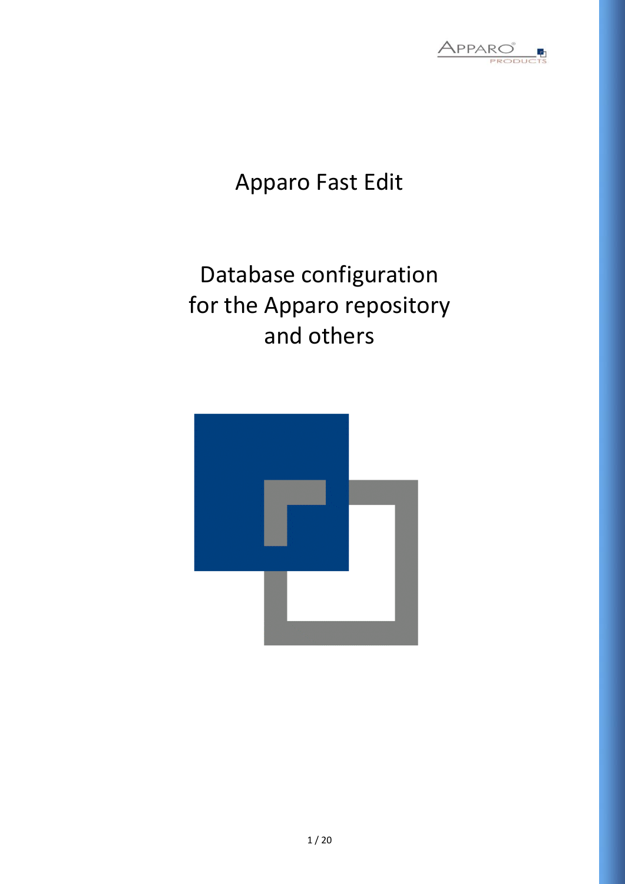# Apparo Fast Edit

## Database configuration for the Apparo repository and others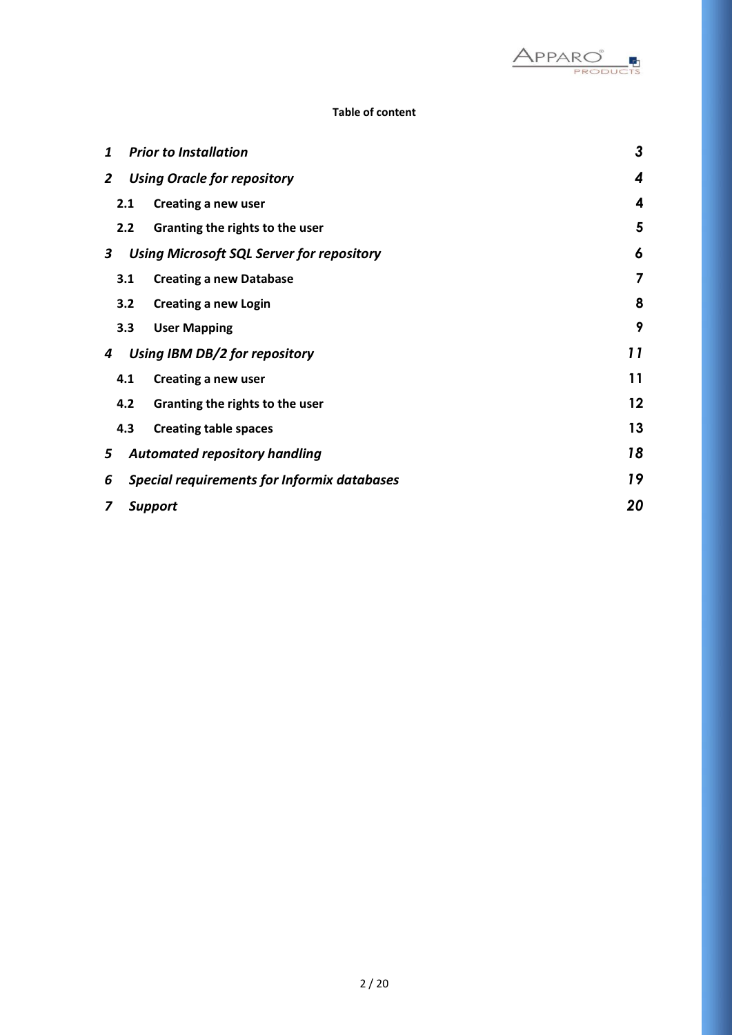**Table of content**

| | | |
|---|---|---|
| ***1*** | ***Prior to Installation*** | ***3*** |
| ***2*** | ***Using Oracle for repository*** | ***4*** |
| **2.1** | **Creating a new user** | **4** |
| **2.2** | **Granting the rights to the user** | **5** |
| ***3*** | ***Using Microsoft SQL Server for repository*** | ***6*** |
| **3.1** | **Creating a new Database** | **7** |
| **3.2** | **Creating a new Login** | **8** |
| **3.3** | **User Mapping** | **9** |
| ***4*** | ***Using IBM DB/2 for repository*** | ***11*** |
| **4.1** | **Creating a new user** | **11** |
| **4.2** | **Granting the rights to the user** | **12** |
| **4.3** | **Creating table spaces** | **13** |
| ***5*** | ***Automated repository handling*** | ***18*** |
| ***6*** | ***Special requirements for Informix databases*** | ***19*** |
| ***7*** | ***Support*** | ***20*** |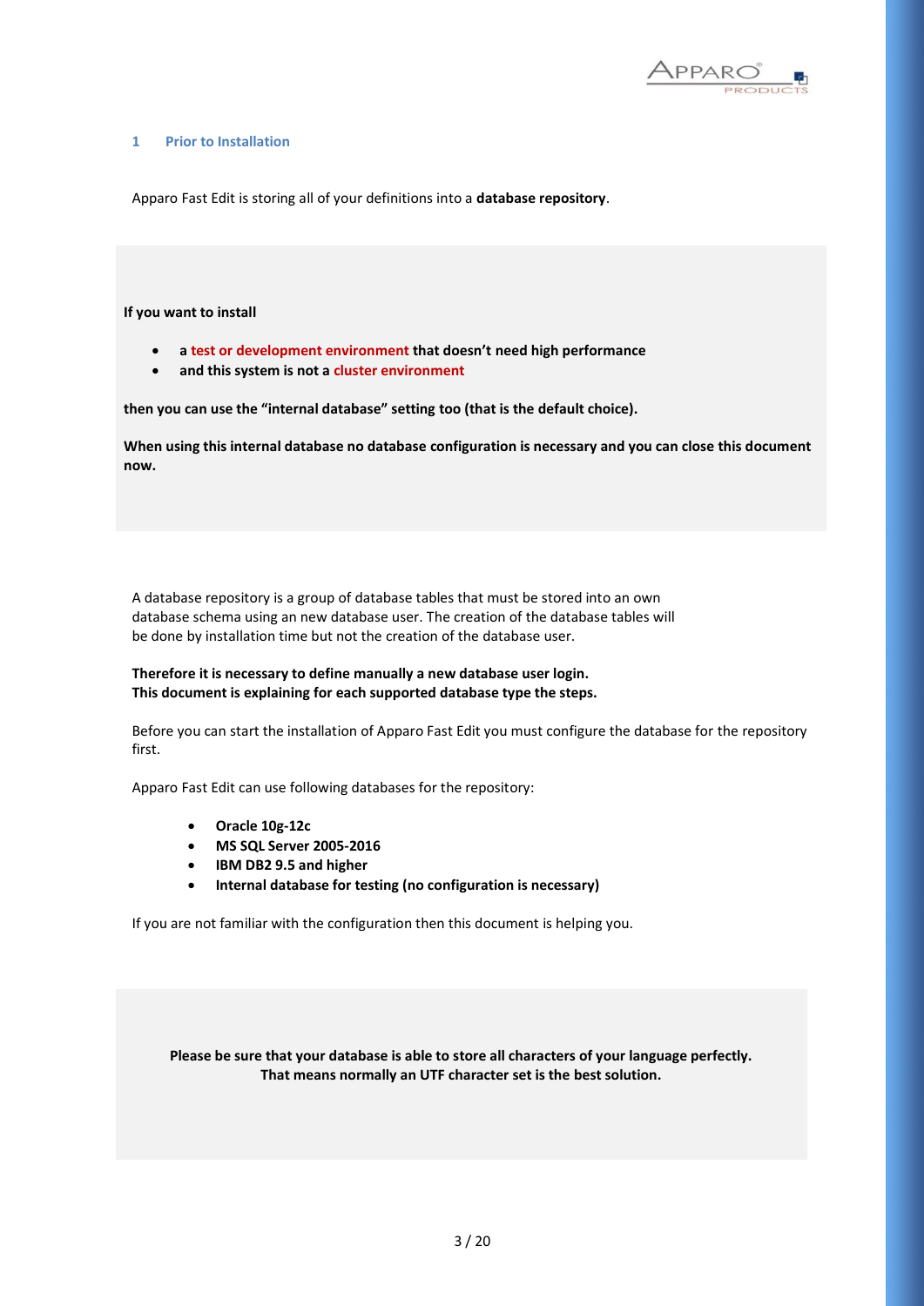# 1 Prior to Installation

Apparo Fast Edit is storing all of your definitions into a **database repository**.

**If you want to install**

- **a test or development environment that doesn't need high performance**
- **and this system is not a cluster environment**

**then you can use the "internal database" setting too (that is the default choice).**

**When using this internal database no database configuration is necessary and you can close this document now.**

A database repository is a group of database tables that must be stored into an own database schema using an new database user. The creation of the database tables will be done by installation time but not the creation of the database user.

**Therefore it is necessary to define manually a new database user login.**
**This document is explaining for each supported database type the steps.**

Before you can start the installation of Apparo Fast Edit you must configure the database for the repository first.

Apparo Fast Edit can use following databases for the repository:

- **Oracle 10g-12c**
- **MS SQL Server 2005-2016**
- **IBM DB2 9.5 and higher**
- **Internal database for testing (no configuration is necessary)**

If you are not familiar with the configuration then this document is helping you.

**Please be sure that your database is able to store all characters of your language perfectly.**
**That means normally an UTF character set is the best solution.**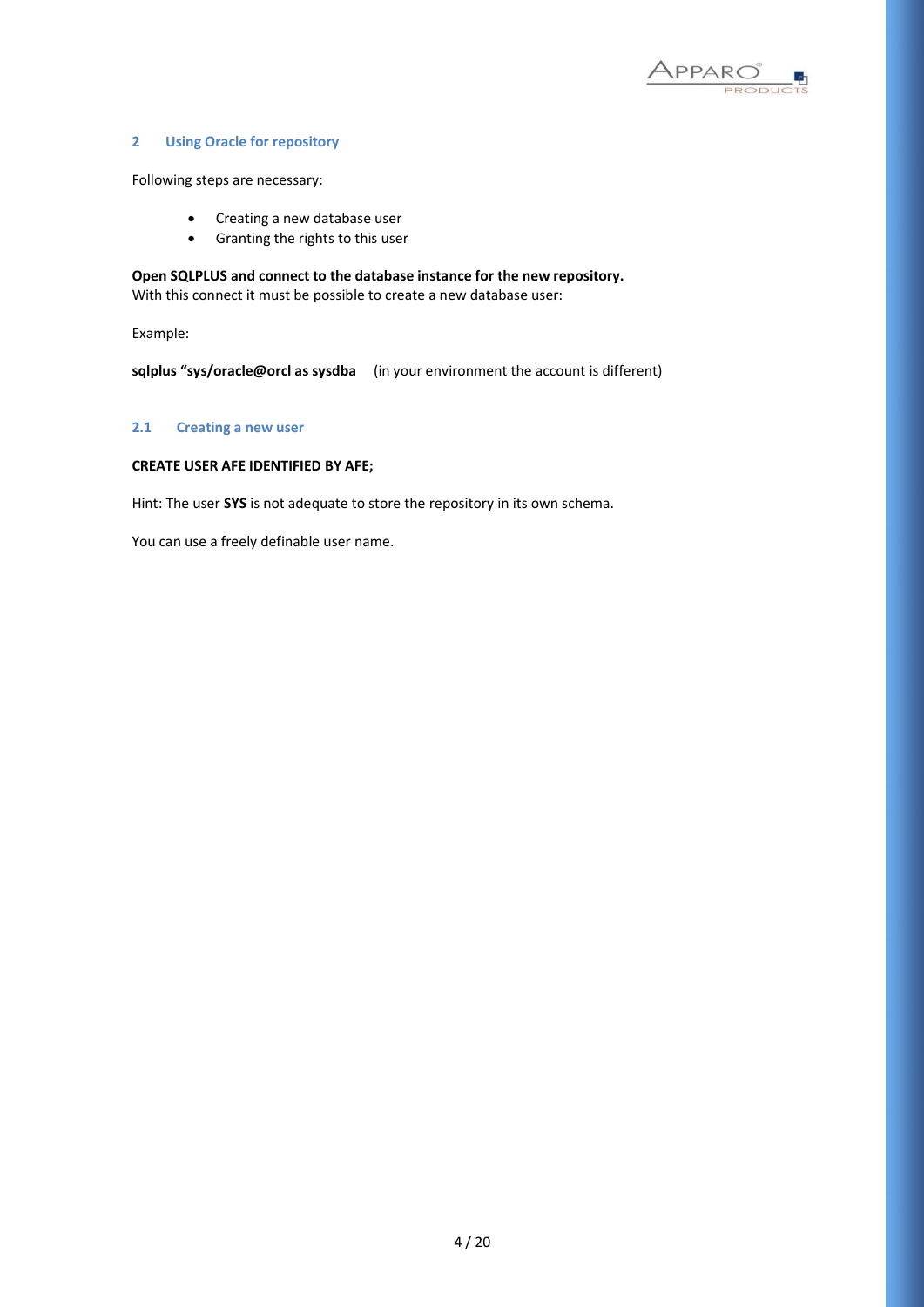## 2 Using Oracle for repository

Following steps are necessary:

- Creating a new database user
- Granting the rights to this user

**Open SQLPLUS and connect to the database instance for the new repository.**
With this connect it must be possible to create a new database user:

Example:

**sqlplus "sys/oracle@orcl as sysdba** (in your environment the account is different)

### 2.1 Creating a new user

**CREATE USER AFE IDENTIFIED BY AFE;**

Hint: The user **SYS** is not adequate to store the repository in its own schema.

You can use a freely definable user name.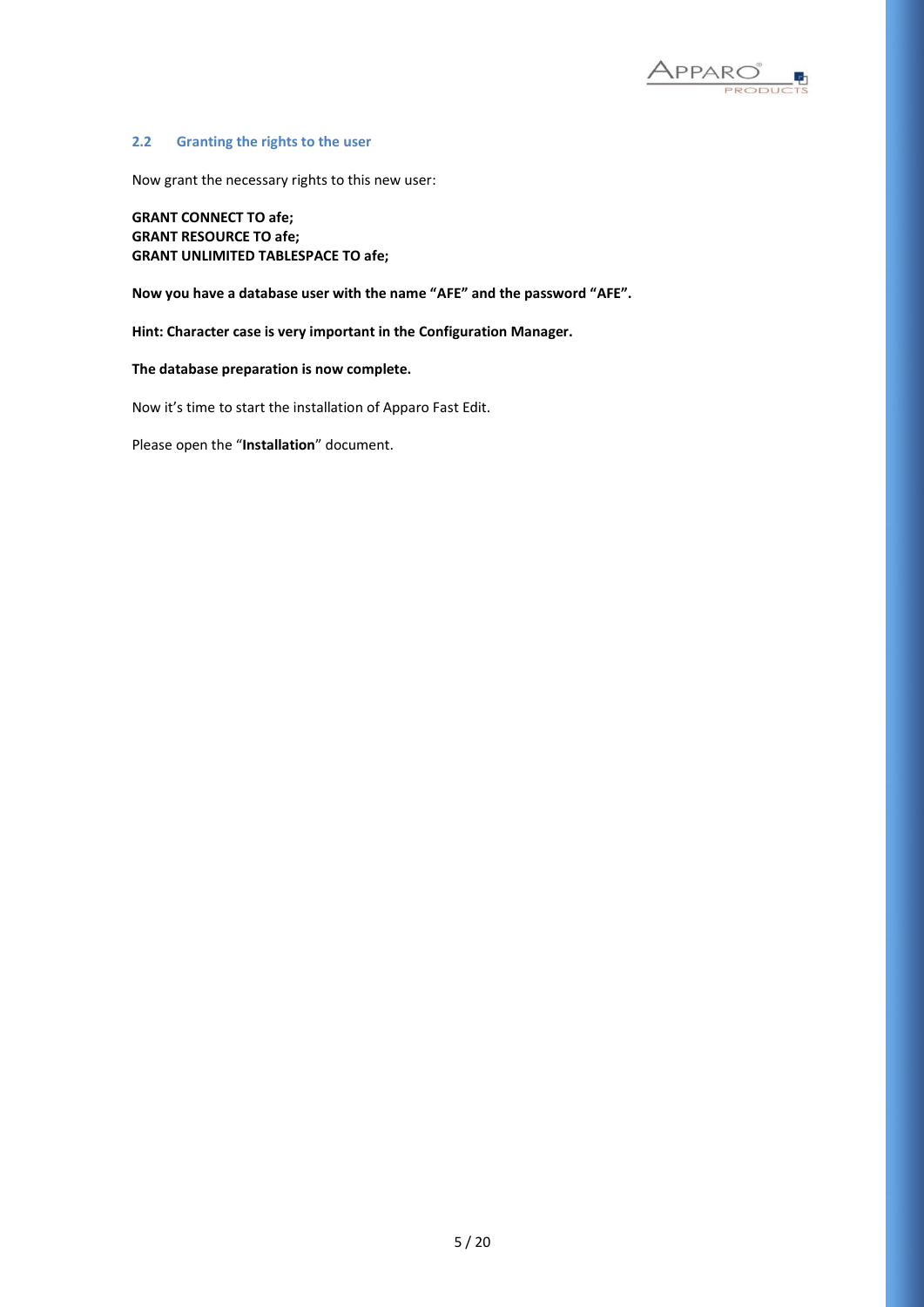### 2.2 Granting the rights to the user

Now grant the necessary rights to this new user:

**GRANT CONNECT TO afe;**
**GRANT RESOURCE TO afe;**
**GRANT UNLIMITED TABLESPACE TO afe;**

**Now you have a database user with the name "AFE" and the password "AFE".**

**Hint: Character case is very important in the Configuration Manager.**

**The database preparation is now complete.**

Now it's time to start the installation of Apparo Fast Edit.

Please open the "**Installation**" document.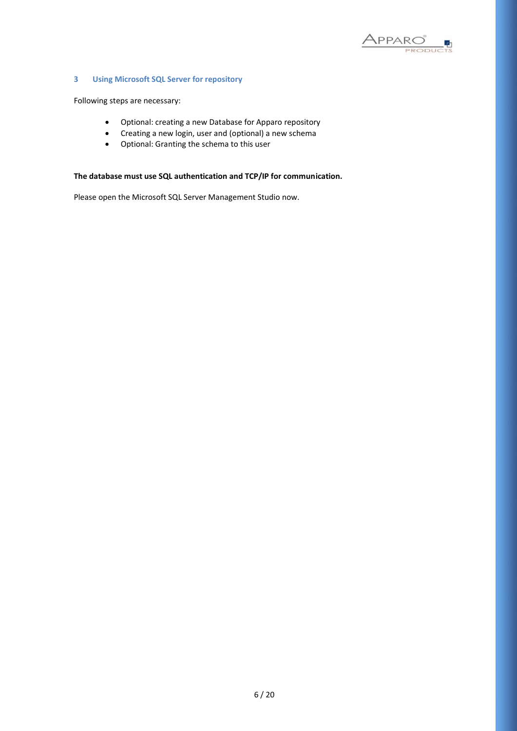## 3 Using Microsoft SQL Server for repository

Following steps are necessary:

- Optional: creating a new Database for Apparo repository
- Creating a new login, user and (optional) a new schema
- Optional: Granting the schema to this user

**The database must use SQL authentication and TCP/IP for communication.**

Please open the Microsoft SQL Server Management Studio now.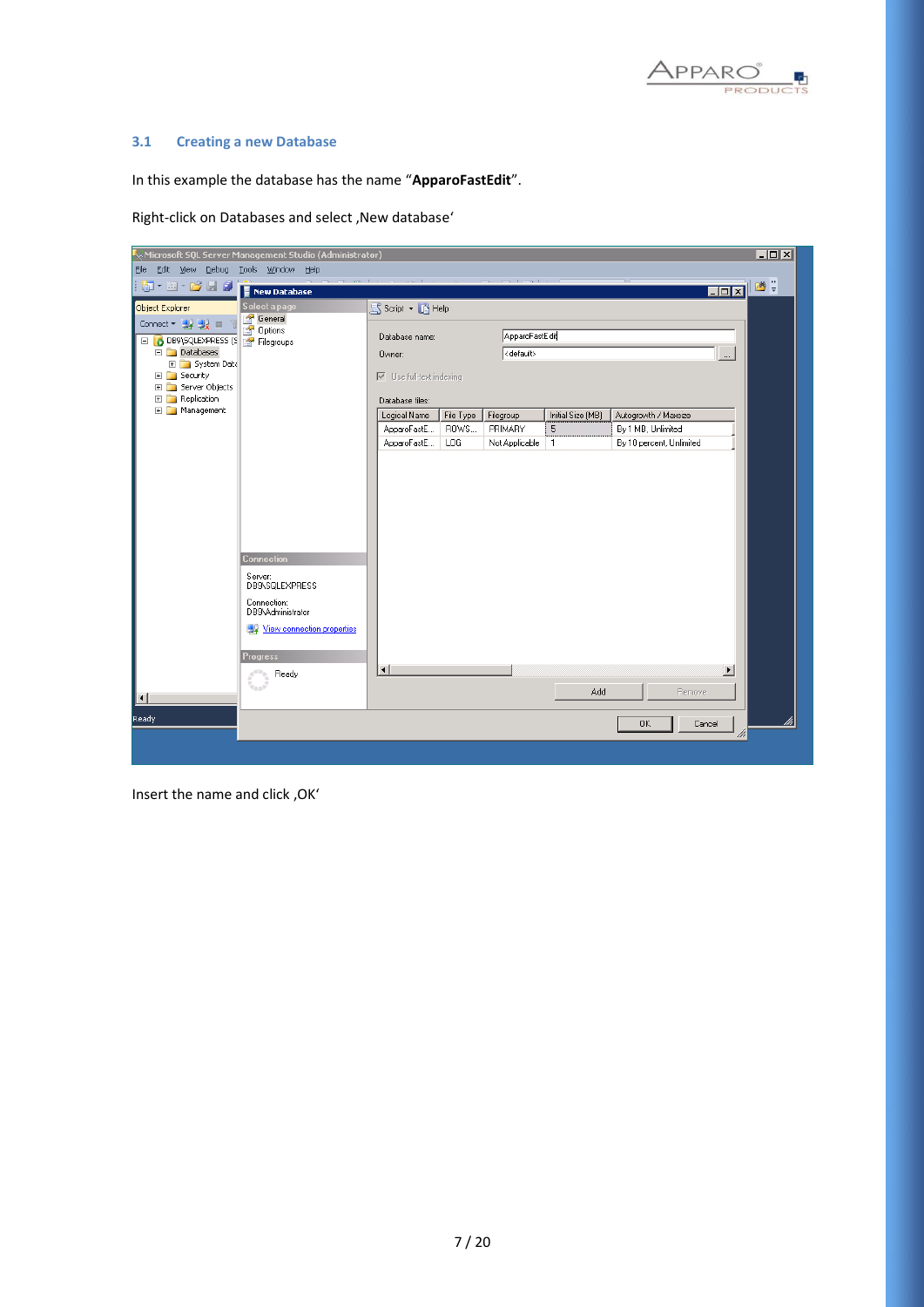### 3.1 Creating a new Database

In this example the database has the name "**ApparoFastEdit**".

Right-click on Databases and select ‚New database'

Insert the name and click ‚OK'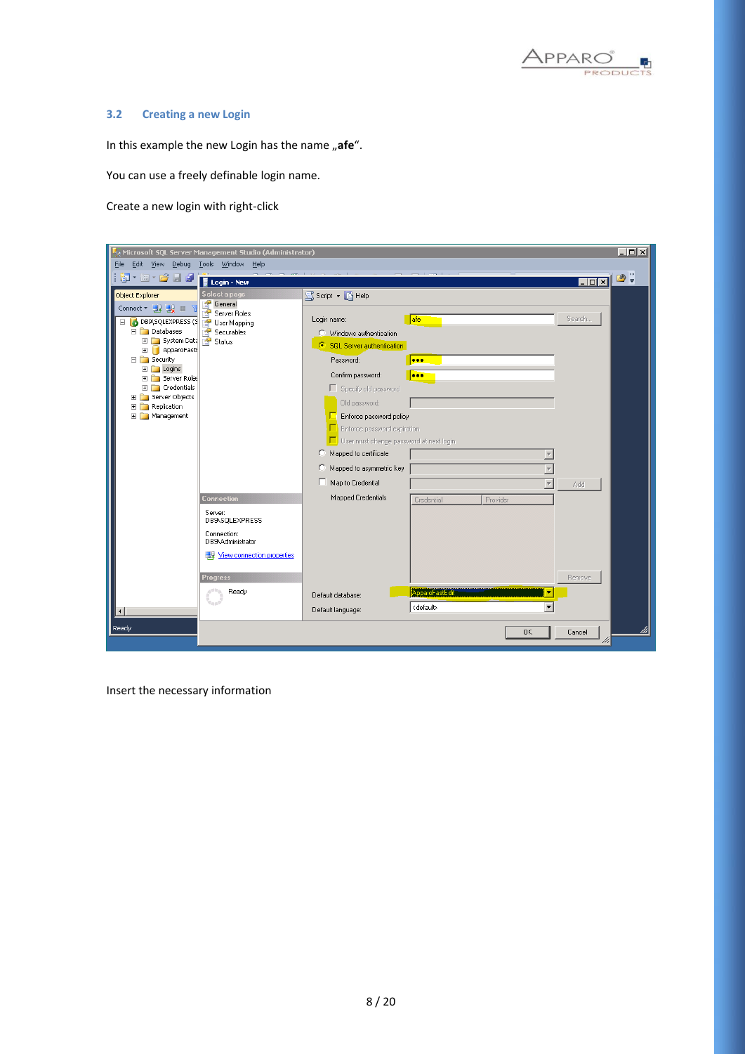### 3.2 Creating a new Login

In this example the new Login has the name „**afe**“.

You can use a freely definable login name.

Create a new login with right-click

Insert the necessary information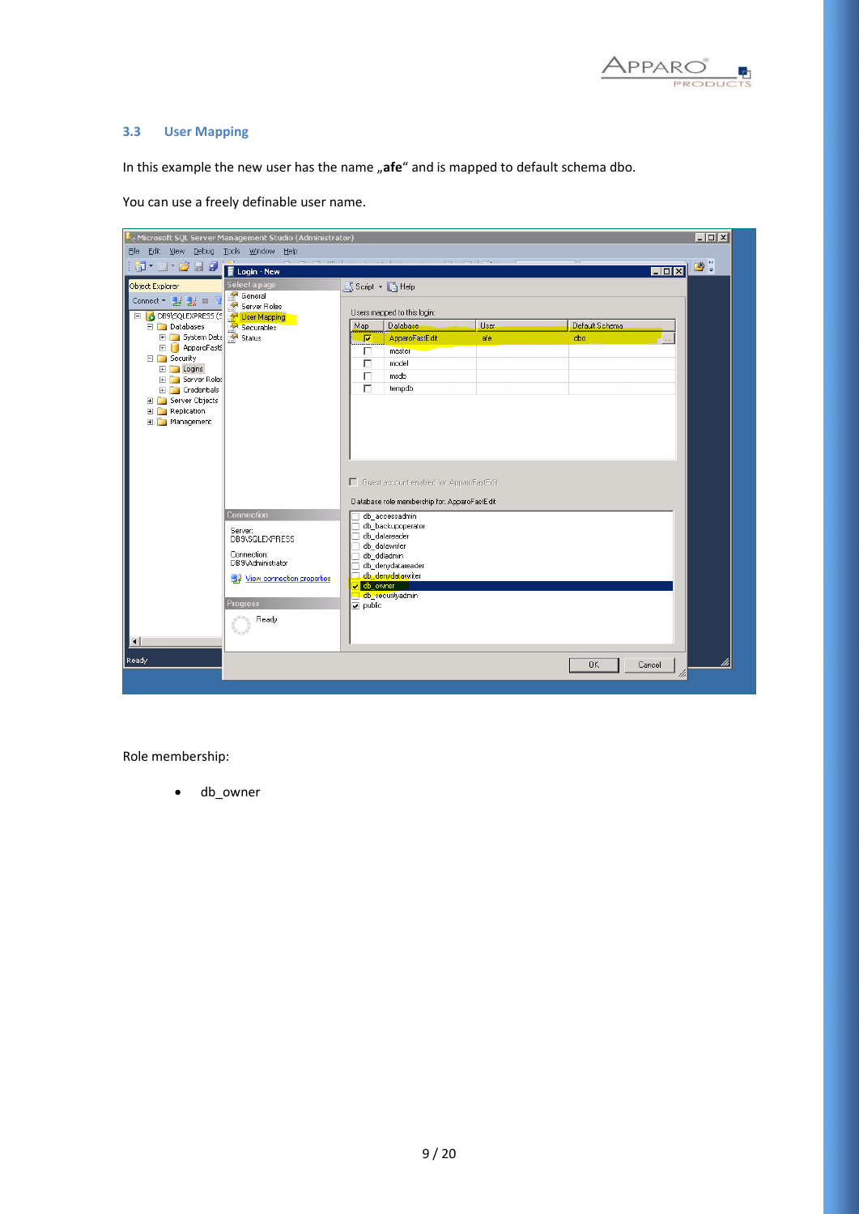### 3.3 User Mapping

In this example the new user has the name „**afe**“ and is mapped to default schema dbo.

You can use a freely definable user name.

Role membership:

- db_owner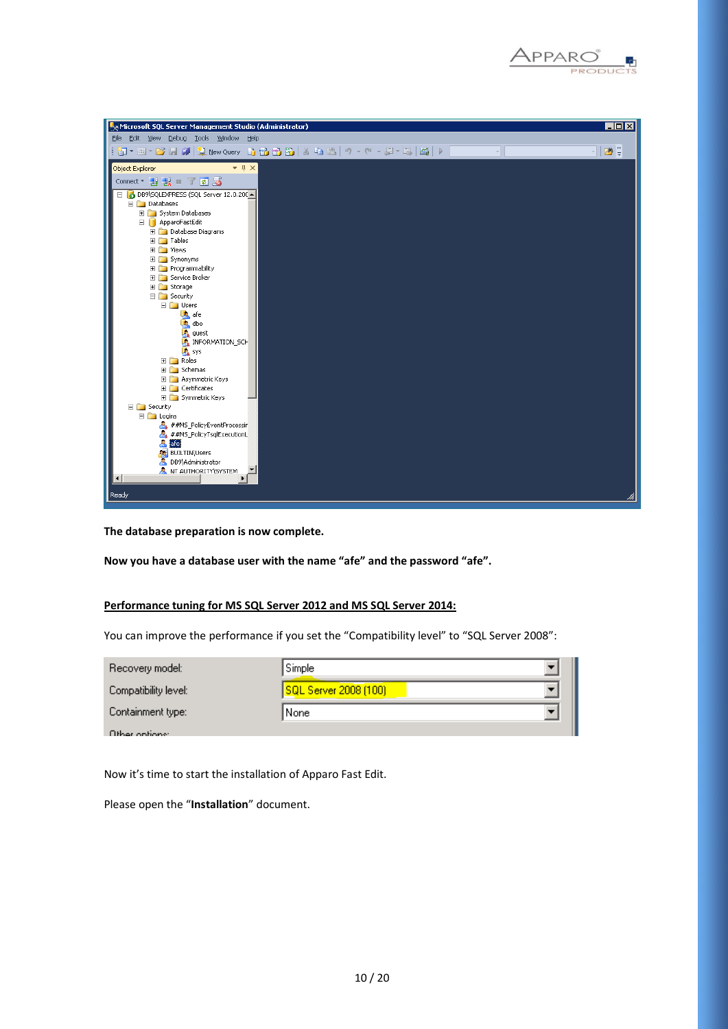**The database preparation is now complete.**

**Now you have a database user with the name "afe" and the password "afe".**

**<u>Performance tuning for MS SQL Server 2012 and MS SQL Server 2014:</u>**

You can improve the performance if you set the "Compatibility level" to "SQL Server 2008":

Now it's time to start the installation of Apparo Fast Edit.

Please open the "**Installation**" document.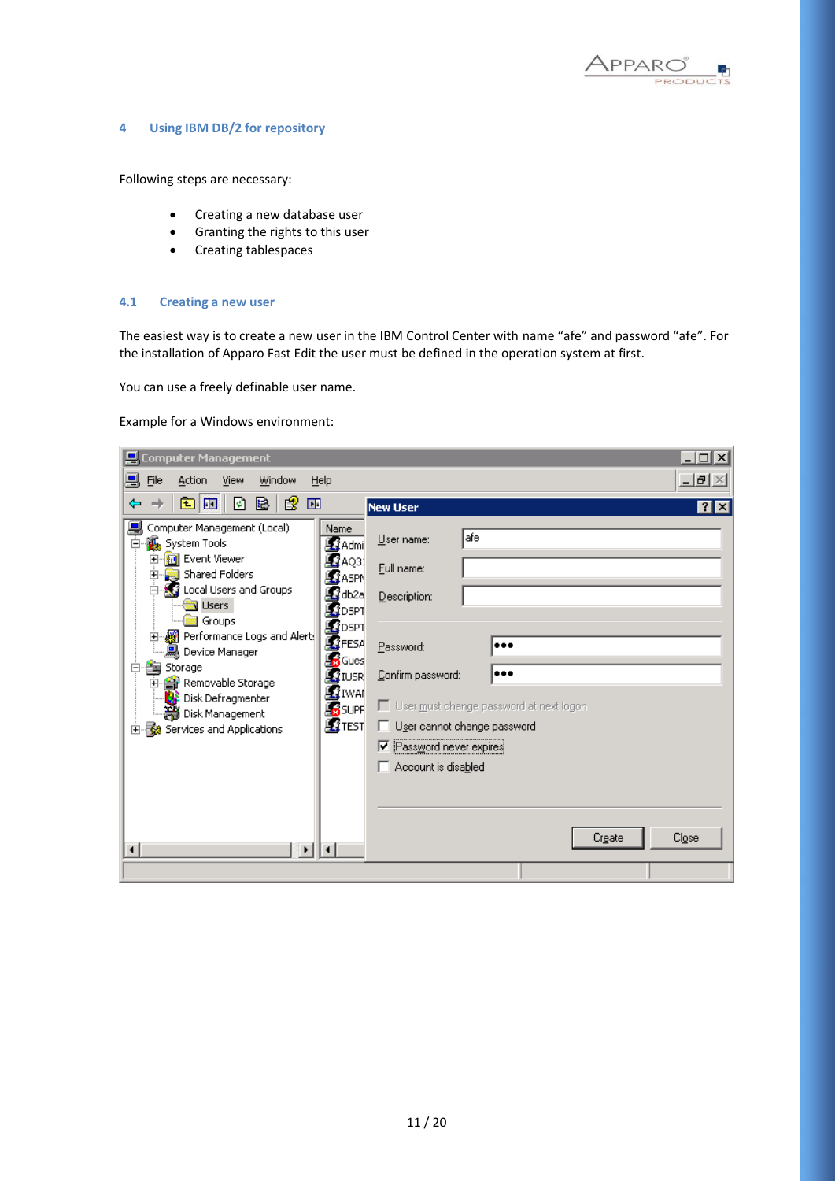## 4 Using IBM DB/2 for repository

Following steps are necessary:

- Creating a new database user
- Granting the rights to this user
- Creating tablespaces

### 4.1 Creating a new user

The easiest way is to create a new user in the IBM Control Center with name “afe” and password “afe”. For the installation of Apparo Fast Edit the user must be defined in the operation system at first.

You can use a freely definable user name.

Example for a Windows environment: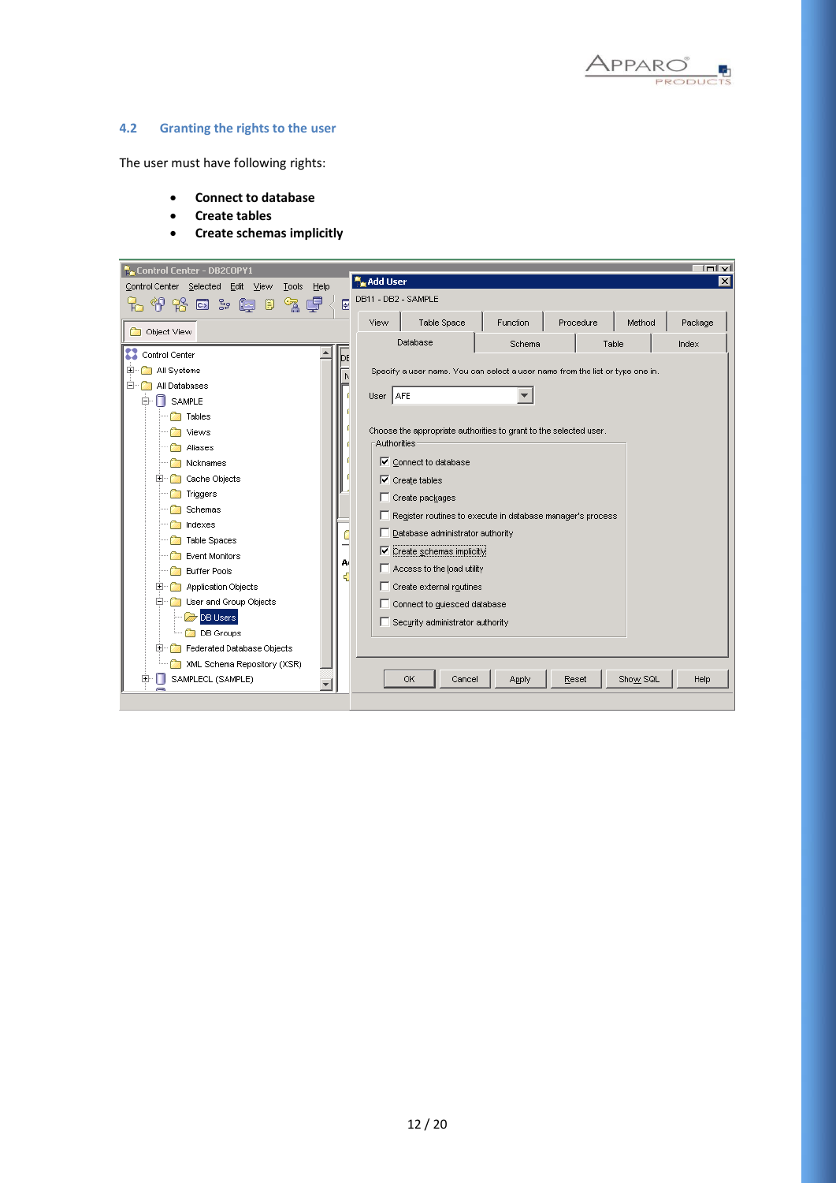## 4.2 Granting the rights to the user

The user must have following rights:

- **Connect to database**
- **Create tables**
- **Create schemas implicitly**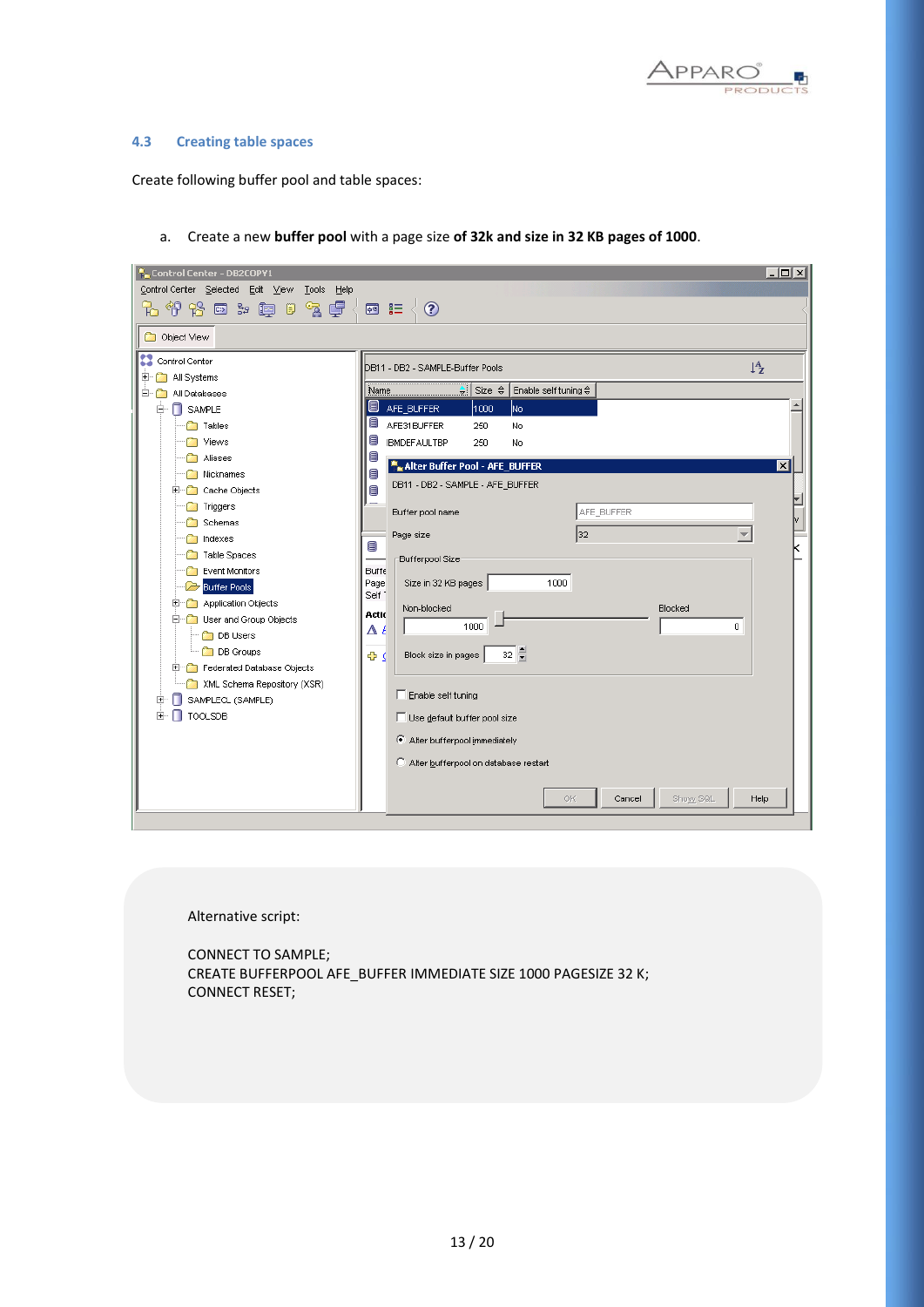### 4.3 Creating table spaces

Create following buffer pool and table spaces:

a. Create a new **buffer pool** with a page size **of 32k and size in 32 KB pages of 1000**.

Alternative script:

```
CONNECT TO SAMPLE;
CREATE BUFFERPOOL AFE_BUFFER IMMEDIATE SIZE 1000 PAGESIZE 32 K;
CONNECT RESET;
```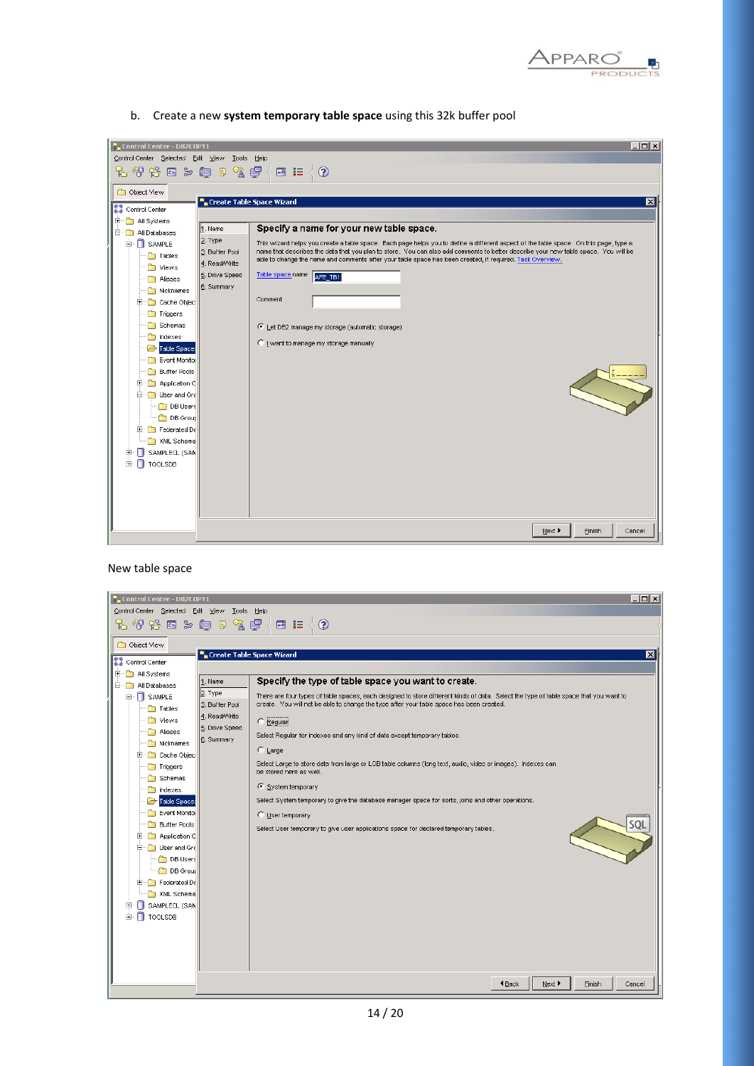b. Create a new **system temporary table space** using this 32k buffer pool

New table space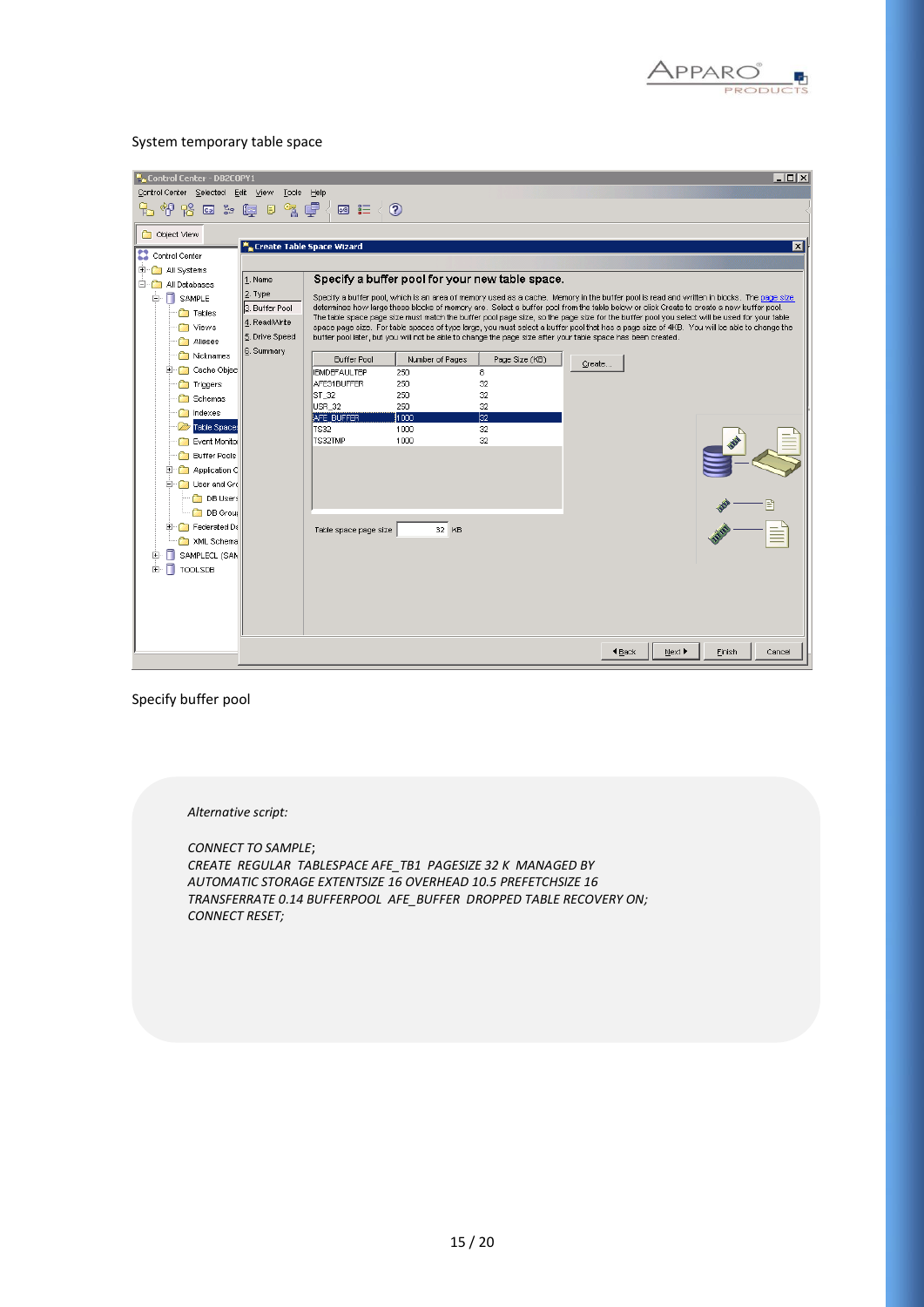System temporary table space

Specify buffer pool

*Alternative script:*

*CONNECT TO SAMPLE;*
*CREATE REGULAR TABLESPACE AFE_TB1 PAGESIZE 32 K MANAGED BY AUTOMATIC STORAGE EXTENTSIZE 16 OVERHEAD 10.5 PREFETCHSIZE 16 TRANSFERRATE 0.14 BUFFERPOOL AFE_BUFFER DROPPED TABLE RECOVERY ON;*
*CONNECT RESET;*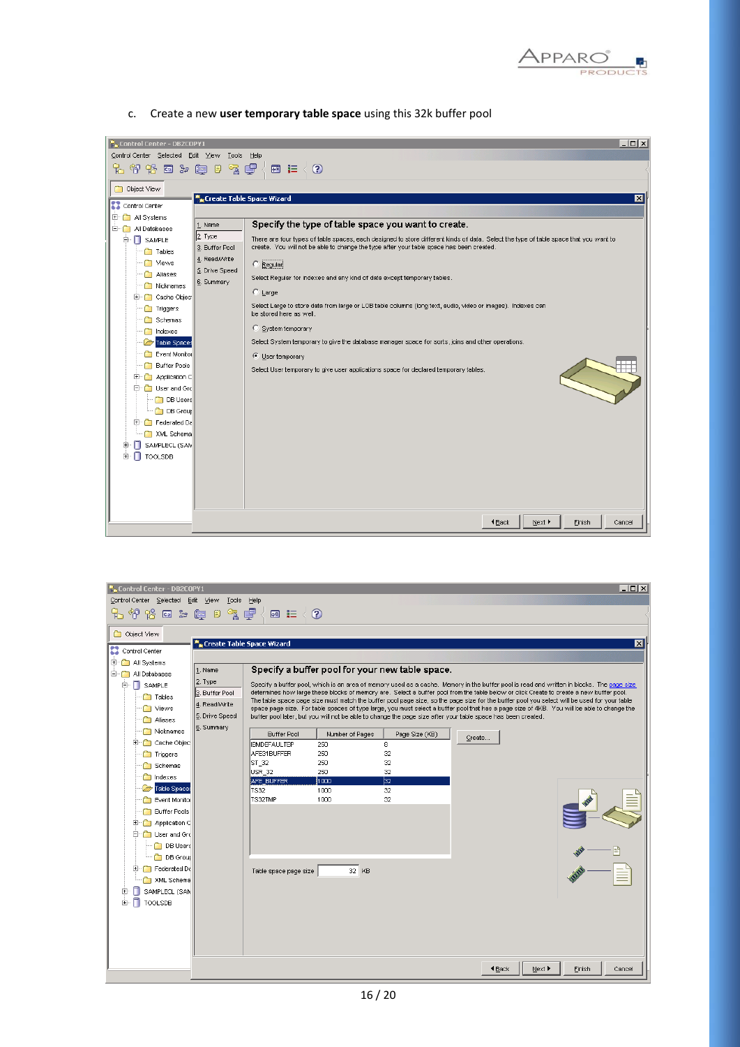c. Create a new **user temporary table space** using this 32k buffer pool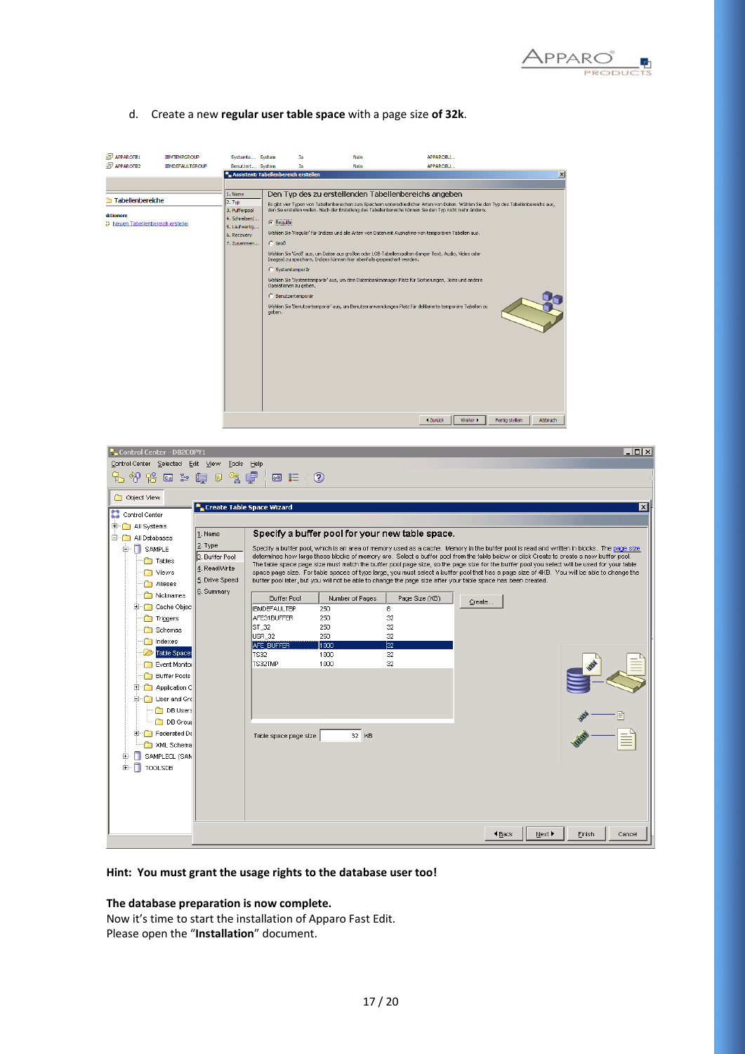d. Create a new **regular user table space** with a page size **of 32k**.

**Hint: You must grant the usage rights to the database user too!**

**The database preparation is now complete.**

Now it's time to start the installation of Apparo Fast Edit.

Please open the "**Installation**" document.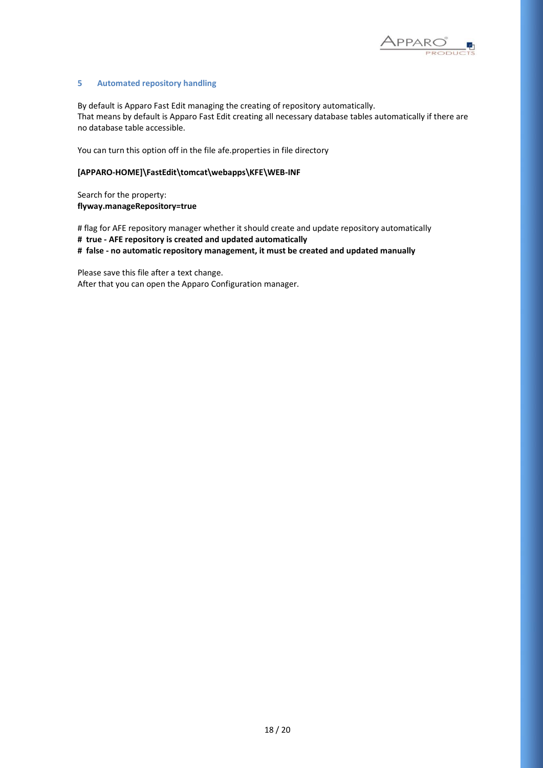## 5 Automated repository handling

By default is Apparo Fast Edit managing the creating of repository automatically.
That means by default is Apparo Fast Edit creating all necessary database tables automatically if there are no database table accessible.

You can turn this option off in the file afe.properties in file directory

**[APPARO-HOME]\FastEdit\tomcat\webapps\KFE\WEB-INF**

Search for the property:
**flyway.manageRepository=true**

# flag for AFE repository manager whether it should create and update repository automatically
**#  true - AFE repository is created and updated automatically**
**#  false - no automatic repository management, it must be created and updated manually**

Please save this file after a text change.
After that you can open the Apparo Configuration manager.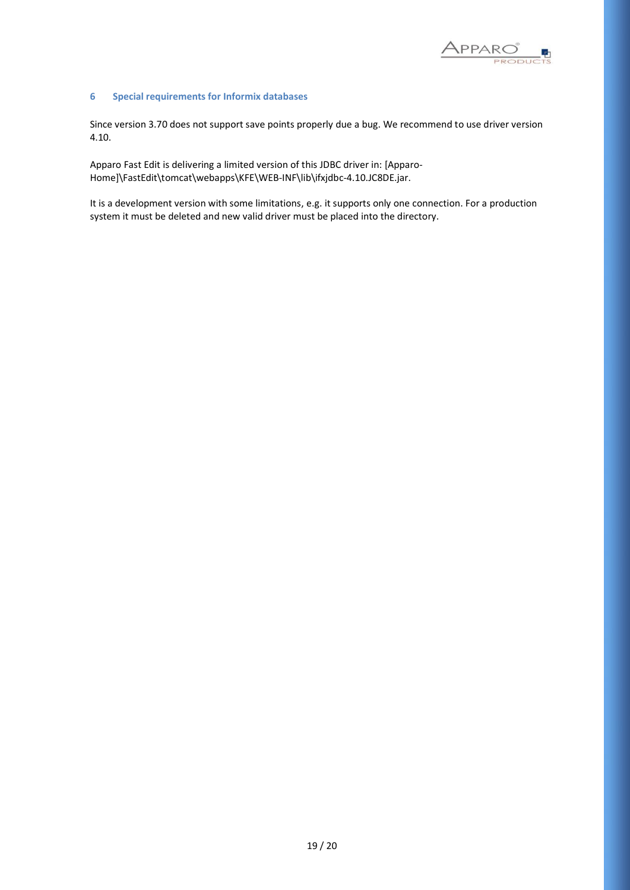## 6 Special requirements for Informix databases

Since version 3.70 does not support save points properly due a bug. We recommend to use driver version 4.10.

Apparo Fast Edit is delivering a limited version of this JDBC driver in: [Apparo-Home]\FastEdit\tomcat\webapps\KFE\WEB-INF\lib\ifxjdbc-4.10.JC8DE.jar.

It is a development version with some limitations, e.g. it supports only one connection. For a production system it must be deleted and new valid driver must be placed into the directory.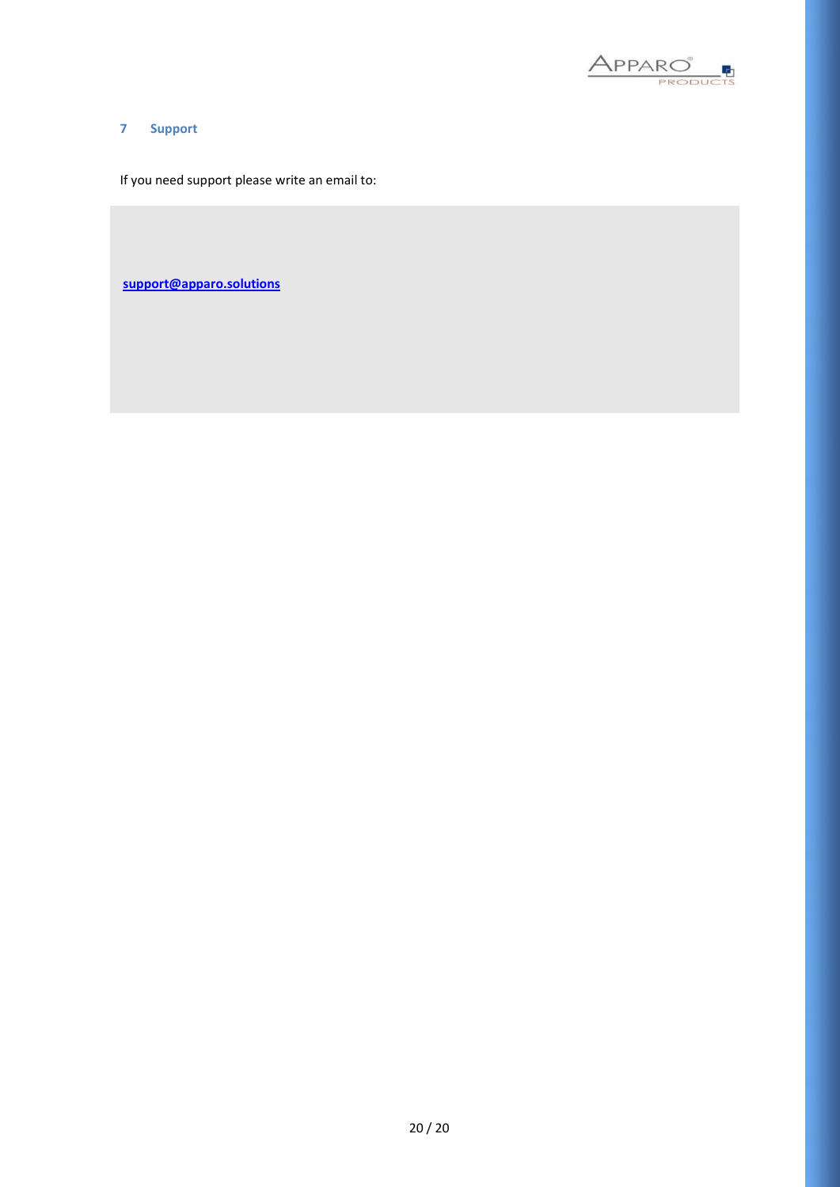# 7 Support

If you need support please write an email to:

**support@apparo.solutions**